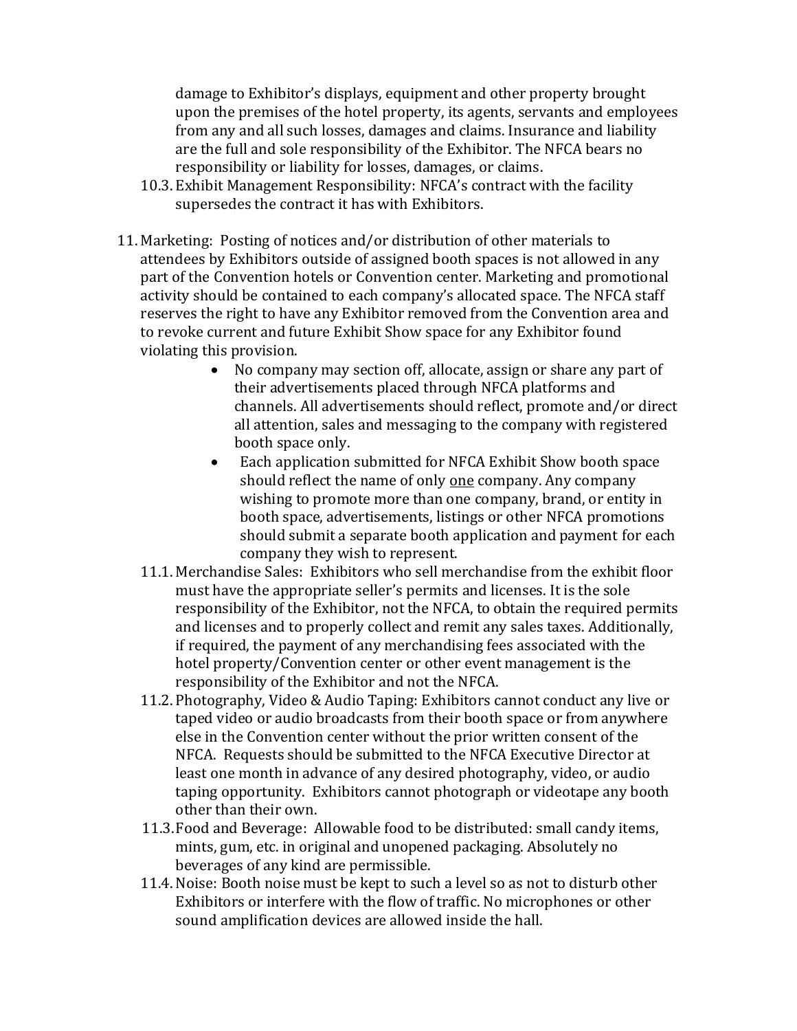damage to Exhibitor's displays, equipment and other property brought upon the premises of the hotel property, its agents, servants and employees from any and all such losses, damages and claims. Insurance and liability are the full and sole responsibility of the Exhibitor. The NFCA bears no responsibility or liability for losses, damages, or claims.

10.3. Exhibit Management Responsibility: NFCA's contract with the facility supersedes the contract it has with Exhibitors.

11. Marketing: Posting of notices and/or distribution of other materials to attendees by Exhibitors outside of assigned booth spaces is not allowed in any part of the Convention hotels or Convention center. Marketing and promotional activity should be contained to each company's allocated space. The NFCA staff reserves the right to have any Exhibitor removed from the Convention area and to revoke current and future Exhibit Show space for any Exhibitor found violating this provision.
    - No company may section off, allocate, assign or share any part of their advertisements placed through NFCA platforms and channels. All advertisements should reflect, promote and/or direct all attention, sales and messaging to the company with registered booth space only.
    - Each application submitted for NFCA Exhibit Show booth space should reflect the name of only one company. Any company wishing to promote more than one company, brand, or entity in booth space, advertisements, listings or other NFCA promotions should submit a separate booth application and payment for each company they wish to represent.

11.1. Merchandise Sales: Exhibitors who sell merchandise from the exhibit floor must have the appropriate seller's permits and licenses. It is the sole responsibility of the Exhibitor, not the NFCA, to obtain the required permits and licenses and to properly collect and remit any sales taxes. Additionally, if required, the payment of any merchandising fees associated with the hotel property/Convention center or other event management is the responsibility of the Exhibitor and not the NFCA.

11.2. Photography, Video & Audio Taping: Exhibitors cannot conduct any live or taped video or audio broadcasts from their booth space or from anywhere else in the Convention center without the prior written consent of the NFCA. Requests should be submitted to the NFCA Executive Director at least one month in advance of any desired photography, video, or audio taping opportunity. Exhibitors cannot photograph or videotape any booth other than their own.

11.3. Food and Beverage: Allowable food to be distributed: small candy items, mints, gum, etc. in original and unopened packaging. Absolutely no beverages of any kind are permissible.

11.4. Noise: Booth noise must be kept to such a level so as not to disturb other Exhibitors or interfere with the flow of traffic. No microphones or other sound amplification devices are allowed inside the hall.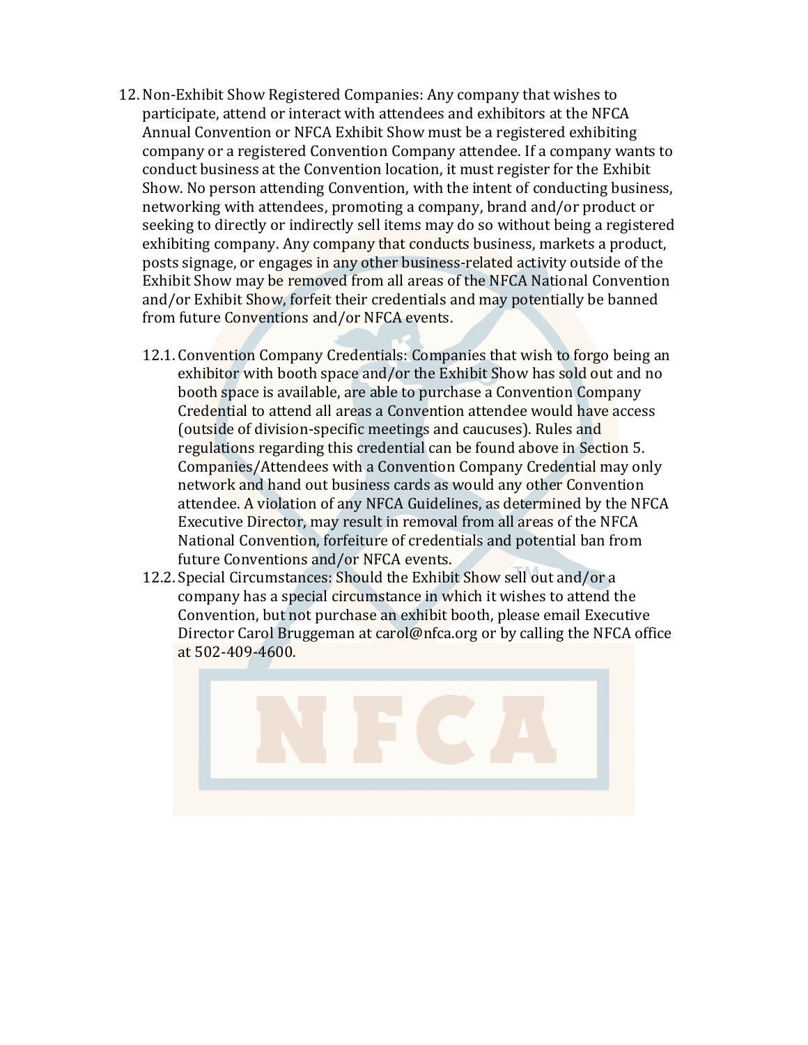12. Non-Exhibit Show Registered Companies: Any company that wishes to participate, attend or interact with attendees and exhibitors at the NFCA Annual Convention or NFCA Exhibit Show must be a registered exhibiting company or a registered Convention Company attendee. If a company wants to conduct business at the Convention location, it must register for the Exhibit Show. No person attending Convention, with the intent of conducting business, networking with attendees, promoting a company, brand and/or product or seeking to directly or indirectly sell items may do so without being a registered exhibiting company. Any company that conducts business, markets a product, posts signage, or engages in any other business-related activity outside of the Exhibit Show may be removed from all areas of the NFCA National Convention and/or Exhibit Show, forfeit their credentials and may potentially be banned from future Conventions and/or NFCA events.

    12.1. Convention Company Credentials: Companies that wish to forgo being an exhibitor with booth space and/or the Exhibit Show has sold out and no booth space is available, are able to purchase a Convention Company Credential to attend all areas a Convention attendee would have access (outside of division-specific meetings and caucuses). Rules and regulations regarding this credential can be found above in Section 5. Companies/Attendees with a Convention Company Credential may only network and hand out business cards as would any other Convention attendee. A violation of any NFCA Guidelines, as determined by the NFCA Executive Director, may result in removal from all areas of the NFCA National Convention, forfeiture of credentials and potential ban from future Conventions and/or NFCA events.

    12.2. Special Circumstances: Should the Exhibit Show sell out and/or a company has a special circumstance in which it wishes to attend the Convention, but not purchase an exhibit booth, please email Executive Director Carol Bruggeman at carol@nfca.org or by calling the NFCA office at 502-409-4600.